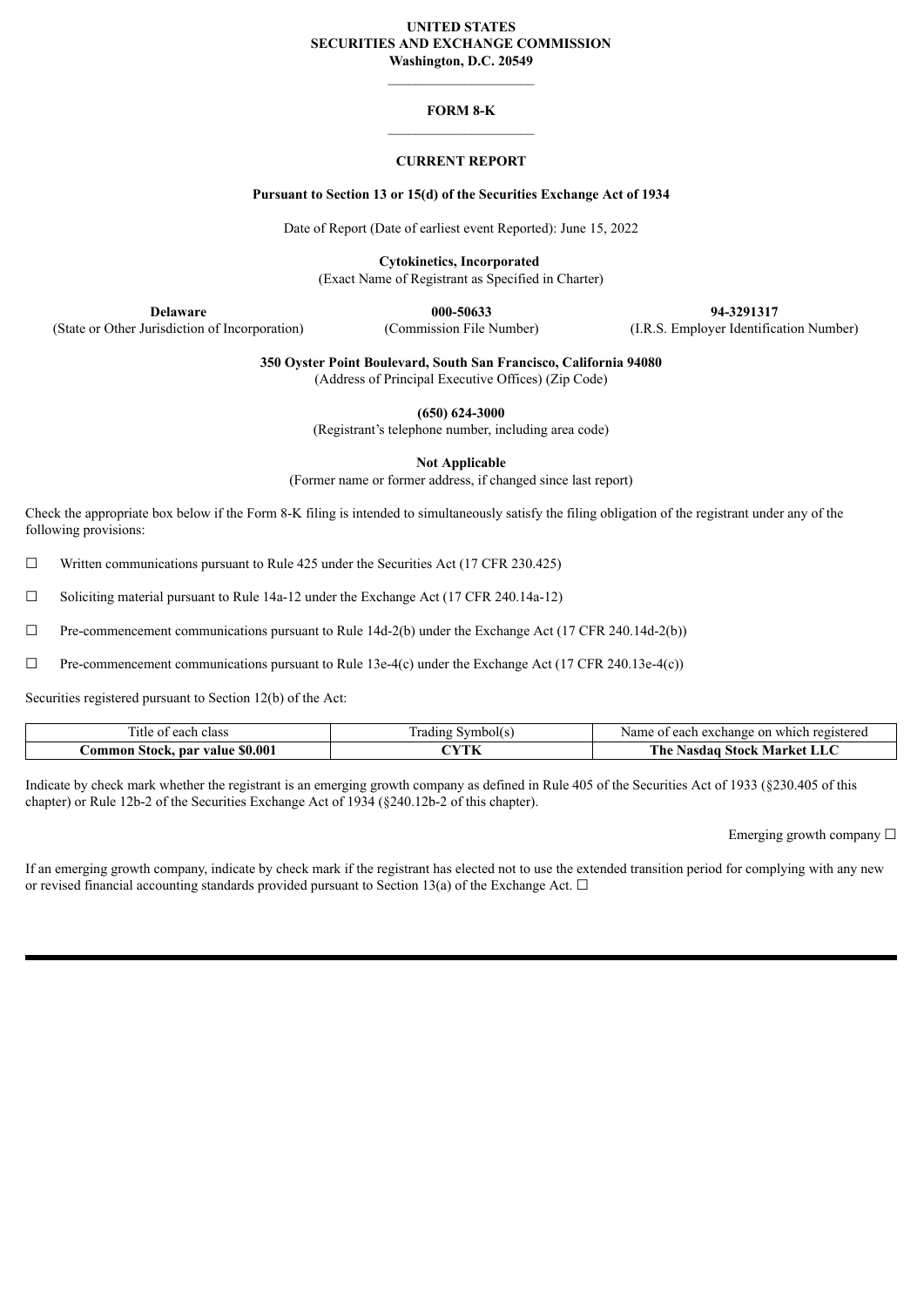**UNITED STATES**
**SECURITIES AND EXCHANGE COMMISSION**
**Washington, D.C. 20549**

---

# FORM 8-K

---

## CURRENT REPORT

**Pursuant to Section 13 or 15(d) of the Securities Exchange Act of 1934**

Date of Report (Date of earliest event Reported): June 15, 2022

**Cytokinetics, Incorporated**
(Exact Name of Registrant as Specified in Charter)

| **Delaware** | **000-50633** | **94-3291317** |
|---|---|---|
| (State or Other Jurisdiction of Incorporation) | (Commission File Number) | (I.R.S. Employer Identification Number) |

**350 Oyster Point Boulevard, South San Francisco, California 94080**
(Address of Principal Executive Offices) (Zip Code)

**(650) 624-3000**
(Registrant's telephone number, including area code)

**Not Applicable**
(Former name or former address, if changed since last report)

Check the appropriate box below if the Form 8-K filing is intended to simultaneously satisfy the filing obligation of the registrant under any of the following provisions:

☐ Written communications pursuant to Rule 425 under the Securities Act (17 CFR 230.425)

☐ Soliciting material pursuant to Rule 14a-12 under the Exchange Act (17 CFR 240.14a-12)

☐ Pre-commencement communications pursuant to Rule 14d-2(b) under the Exchange Act (17 CFR 240.14d-2(b))

☐ Pre-commencement communications pursuant to Rule 13e-4(c) under the Exchange Act (17 CFR 240.13e-4(c))

Securities registered pursuant to Section 12(b) of the Act:

| Title of each class | Trading Symbol(s) | Name of each exchange on which registered |
|---|---|---|
| **Common Stock, par value $0.001** | **CYTK** | **The Nasdaq Stock Market LLC** |

Indicate by check mark whether the registrant is an emerging growth company as defined in Rule 405 of the Securities Act of 1933 (§230.405 of this chapter) or Rule 12b-2 of the Securities Exchange Act of 1934 (§240.12b-2 of this chapter).

Emerging growth company ☐

If an emerging growth company, indicate by check mark if the registrant has elected not to use the extended transition period for complying with any new or revised financial accounting standards provided pursuant to Section 13(a) of the Exchange Act. ☐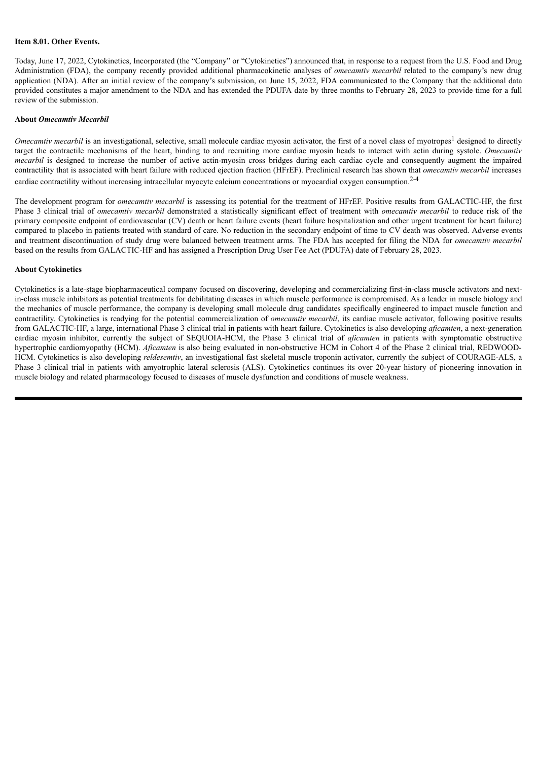**Item 8.01. Other Events.**

Today, June 17, 2022, Cytokinetics, Incorporated (the "Company" or "Cytokinetics") announced that, in response to a request from the U.S. Food and Drug Administration (FDA), the company recently provided additional pharmacokinetic analyses of *omecamtiv mecarbil* related to the company's new drug application (NDA). After an initial review of the company's submission, on June 15, 2022, FDA communicated to the Company that the additional data provided constitutes a major amendment to the NDA and has extended the PDUFA date by three months to February 28, 2023 to provide time for a full review of the submission.

**About *Omecamtiv Mecarbil***

*Omecamtiv mecarbil* is an investigational, selective, small molecule cardiac myosin activator, the first of a novel class of myotropes[1] designed to directly target the contractile mechanisms of the heart, binding to and recruiting more cardiac myosin heads to interact with actin during systole. *Omecamtiv mecarbil* is designed to increase the number of active actin-myosin cross bridges during each cardiac cycle and consequently augment the impaired contractility that is associated with heart failure with reduced ejection fraction (HFrEF). Preclinical research has shown that *omecamtiv mecarbil* increases cardiac contractility without increasing intracellular myocyte calcium concentrations or myocardial oxygen consumption.[2-4]

The development program for *omecamtiv mecarbil* is assessing its potential for the treatment of HFrEF. Positive results from GALACTIC-HF, the first Phase 3 clinical trial of *omecamtiv mecarbil* demonstrated a statistically significant effect of treatment with *omecamtiv mecarbil* to reduce risk of the primary composite endpoint of cardiovascular (CV) death or heart failure events (heart failure hospitalization and other urgent treatment for heart failure) compared to placebo in patients treated with standard of care. No reduction in the secondary endpoint of time to CV death was observed. Adverse events and treatment discontinuation of study drug were balanced between treatment arms. The FDA has accepted for filing the NDA for *omecamtiv mecarbil* based on the results from GALACTIC-HF and has assigned a Prescription Drug User Fee Act (PDUFA) date of February 28, 2023.

**About Cytokinetics**

Cytokinetics is a late-stage biopharmaceutical company focused on discovering, developing and commercializing first-in-class muscle activators and next-in-class muscle inhibitors as potential treatments for debilitating diseases in which muscle performance is compromised. As a leader in muscle biology and the mechanics of muscle performance, the company is developing small molecule drug candidates specifically engineered to impact muscle function and contractility. Cytokinetics is readying for the potential commercialization of *omecamtiv mecarbil*, its cardiac muscle activator, following positive results from GALACTIC-HF, a large, international Phase 3 clinical trial in patients with heart failure. Cytokinetics is also developing *aficamten*, a next-generation cardiac myosin inhibitor, currently the subject of SEQUOIA-HCM, the Phase 3 clinical trial of *aficamten* in patients with symptomatic obstructive hypertrophic cardiomyopathy (HCM). *Aficamten* is also being evaluated in non-obstructive HCM in Cohort 4 of the Phase 2 clinical trial, REDWOOD-HCM. Cytokinetics is also developing *reldesemtiv*, an investigational fast skeletal muscle troponin activator, currently the subject of COURAGE-ALS, a Phase 3 clinical trial in patients with amyotrophic lateral sclerosis (ALS). Cytokinetics continues its over 20-year history of pioneering innovation in muscle biology and related pharmacology focused to diseases of muscle dysfunction and conditions of muscle weakness.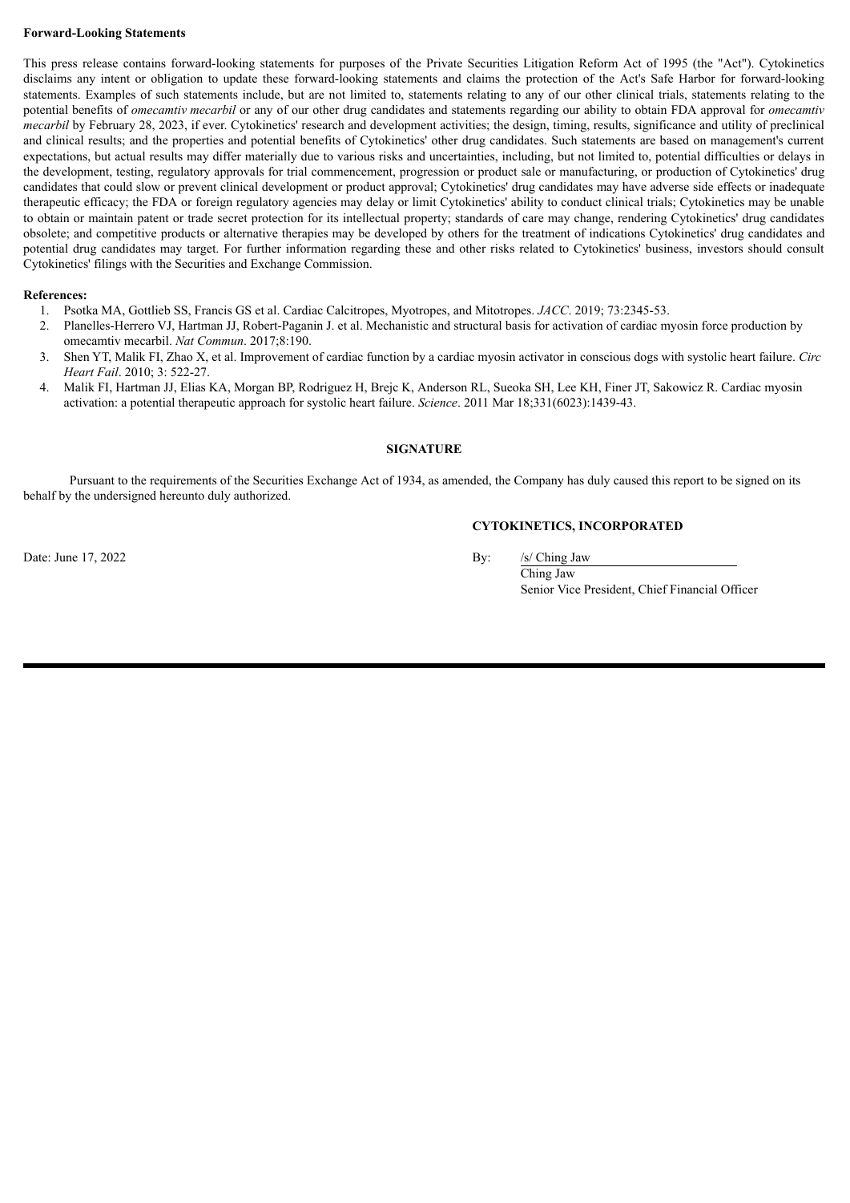**Forward-Looking Statements**

This press release contains forward-looking statements for purposes of the Private Securities Litigation Reform Act of 1995 (the "Act"). Cytokinetics disclaims any intent or obligation to update these forward-looking statements and claims the protection of the Act's Safe Harbor for forward-looking statements. Examples of such statements include, but are not limited to, statements relating to any of our other clinical trials, statements relating to the potential benefits of *omecamtiv mecarbil* or any of our other drug candidates and statements regarding our ability to obtain FDA approval for *omecamtiv mecarbil* by February 28, 2023, if ever. Cytokinetics' research and development activities; the design, timing, results, significance and utility of preclinical and clinical results; and the properties and potential benefits of Cytokinetics' other drug candidates. Such statements are based on management's current expectations, but actual results may differ materially due to various risks and uncertainties, including, but not limited to, potential difficulties or delays in the development, testing, regulatory approvals for trial commencement, progression or product sale or manufacturing, or production of Cytokinetics' drug candidates that could slow or prevent clinical development or product approval; Cytokinetics' drug candidates may have adverse side effects or inadequate therapeutic efficacy; the FDA or foreign regulatory agencies may delay or limit Cytokinetics' ability to conduct clinical trials; Cytokinetics may be unable to obtain or maintain patent or trade secret protection for its intellectual property; standards of care may change, rendering Cytokinetics' drug candidates obsolete; and competitive products or alternative therapies may be developed by others for the treatment of indications Cytokinetics' drug candidates and potential drug candidates may target. For further information regarding these and other risks related to Cytokinetics' business, investors should consult Cytokinetics' filings with the Securities and Exchange Commission.

**References:**

1. Psotka MA, Gottlieb SS, Francis GS et al. Cardiac Calcitropes, Myotropes, and Mitotropes. *JACC*. 2019; 73:2345-53.
2. Planelles-Herrero VJ, Hartman JJ, Robert-Paganin J. et al. Mechanistic and structural basis for activation of cardiac myosin force production by omecamtiv mecarbil. *Nat Commun*. 2017;8:190.
3. Shen YT, Malik FI, Zhao X, et al. Improvement of cardiac function by a cardiac myosin activator in conscious dogs with systolic heart failure. *Circ Heart Fail*. 2010; 3: 522-27.
4. Malik FI, Hartman JJ, Elias KA, Morgan BP, Rodriguez H, Brejc K, Anderson RL, Sueoka SH, Lee KH, Finer JT, Sakowicz R. Cardiac myosin activation: a potential therapeutic approach for systolic heart failure. *Science*. 2011 Mar 18;331(6023):1439-43.

**SIGNATURE**

Pursuant to the requirements of the Securities Exchange Act of 1934, as amended, the Company has duly caused this report to be signed on its behalf by the undersigned hereunto duly authorized.

**CYTOKINETICS, INCORPORATED**

Date: June 17, 2022

By: /s/ Ching Jaw
Ching Jaw
Senior Vice President, Chief Financial Officer